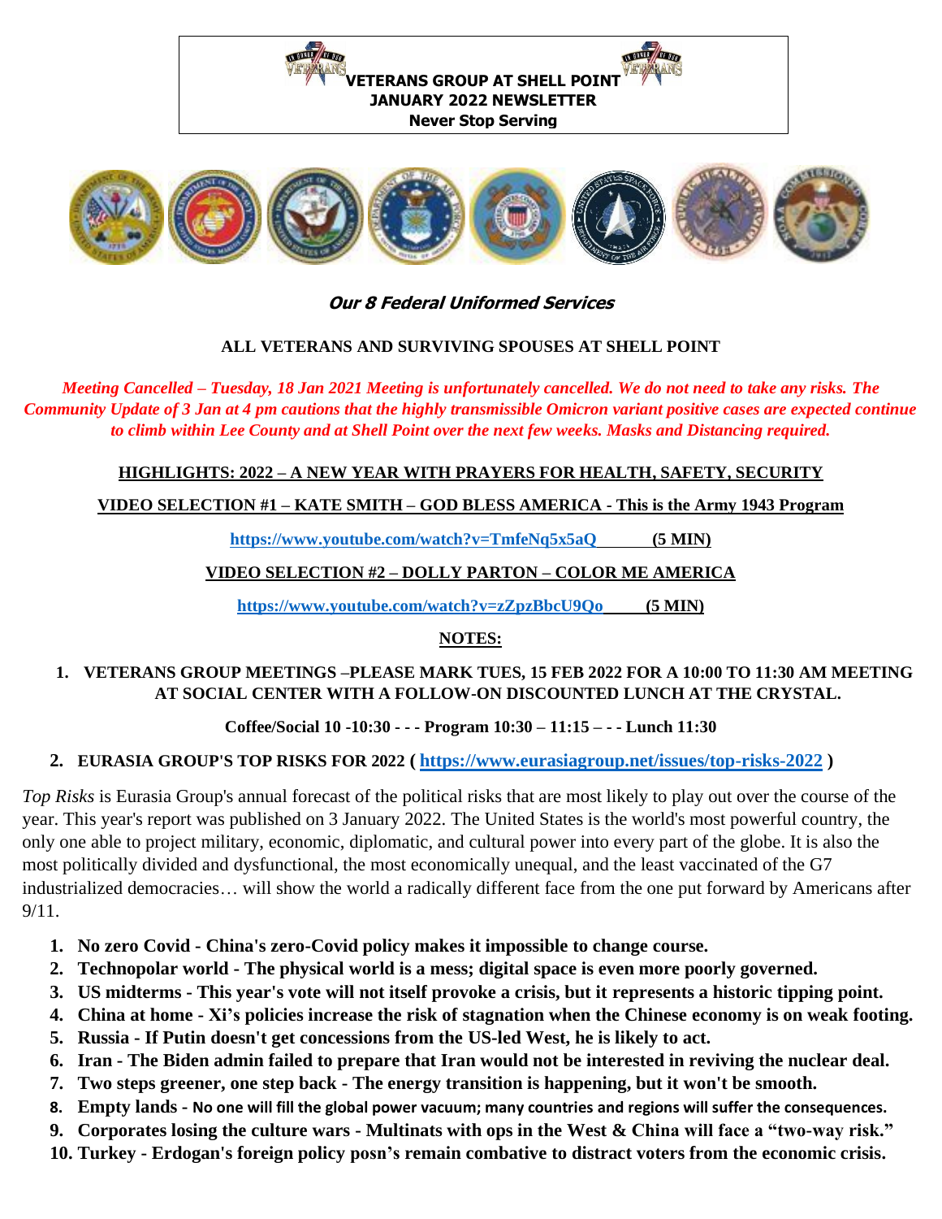# VETERANS GROUP AT SHELL POINT
## JANUARY 2022 NEWSLETTER
**Never Stop Serving**

***Our 8 Federal Uniformed Services***

**ALL VETERANS AND SURVIVING SPOUSES AT SHELL POINT**

*Meeting Cancelled – Tuesday, 18 Jan 2021 Meeting is unfortunately cancelled. We do not need to take any risks. The Community Update of 3 Jan at 4 pm cautions that the highly transmissible Omicron variant positive cases are expected continue to climb within Lee County and at Shell Point over the next few weeks. Masks and Distancing required.*

**HIGHLIGHTS: 2022 – A NEW YEAR WITH PRAYERS FOR HEALTH, SAFETY, SECURITY**

**VIDEO SELECTION #1 – KATE SMITH – GOD BLESS AMERICA - This is the Army 1943 Program**

**https://www.youtube.com/watch?v=TmfeNq5x5aQ (5 MIN)**

**VIDEO SELECTION #2 – DOLLY PARTON – COLOR ME AMERICA**

**https://www.youtube.com/watch?v=zZpzBbcU9Qo (5 MIN)**

**NOTES:**

1. **VETERANS GROUP MEETINGS –PLEASE MARK TUES, 15 FEB 2022 FOR A 10:00 TO 11:30 AM MEETING AT SOCIAL CENTER WITH A FOLLOW-ON DISCOUNTED LUNCH AT THE CRYSTAL.**

   **Coffee/Social 10 -10:30 - - - Program 10:30 – 11:15 – - - Lunch 11:30**

2. **EURASIA GROUP'S TOP RISKS FOR 2022 ( https://www.eurasiagroup.net/issues/top-risks-2022 )**

*Top Risks* is Eurasia Group's annual forecast of the political risks that are most likely to play out over the course of the year. This year's report was published on 3 January 2022. The United States is the world's most powerful country, the only one able to project military, economic, diplomatic, and cultural power into every part of the globe. It is also the most politically divided and dysfunctional, the most economically unequal, and the least vaccinated of the G7 industrialized democracies… will show the world a radically different face from the one put forward by Americans after 9/11.

1. **No zero Covid - China's zero-Covid policy makes it impossible to change course.**
2. **Technopolar world - The physical world is a mess; digital space is even more poorly governed.**
3. **US midterms - This year's vote will not itself provoke a crisis, but it represents a historic tipping point.**
4. **China at home - Xi's policies increase the risk of stagnation when the Chinese economy is on weak footing.**
5. **Russia - If Putin doesn't get concessions from the US-led West, he is likely to act.**
6. **Iran - The Biden admin failed to prepare that Iran would not be interested in reviving the nuclear deal.**
7. **Two steps greener, one step back - The energy transition is happening, but it won't be smooth.**
8. **Empty lands - No one will fill the global power vacuum; many countries and regions will suffer the consequences.**
9. **Corporates losing the culture wars - Multinats with ops in the West & China will face a "two-way risk."**
10. **Turkey - Erdogan's foreign policy posn's remain combative to distract voters from the economic crisis.**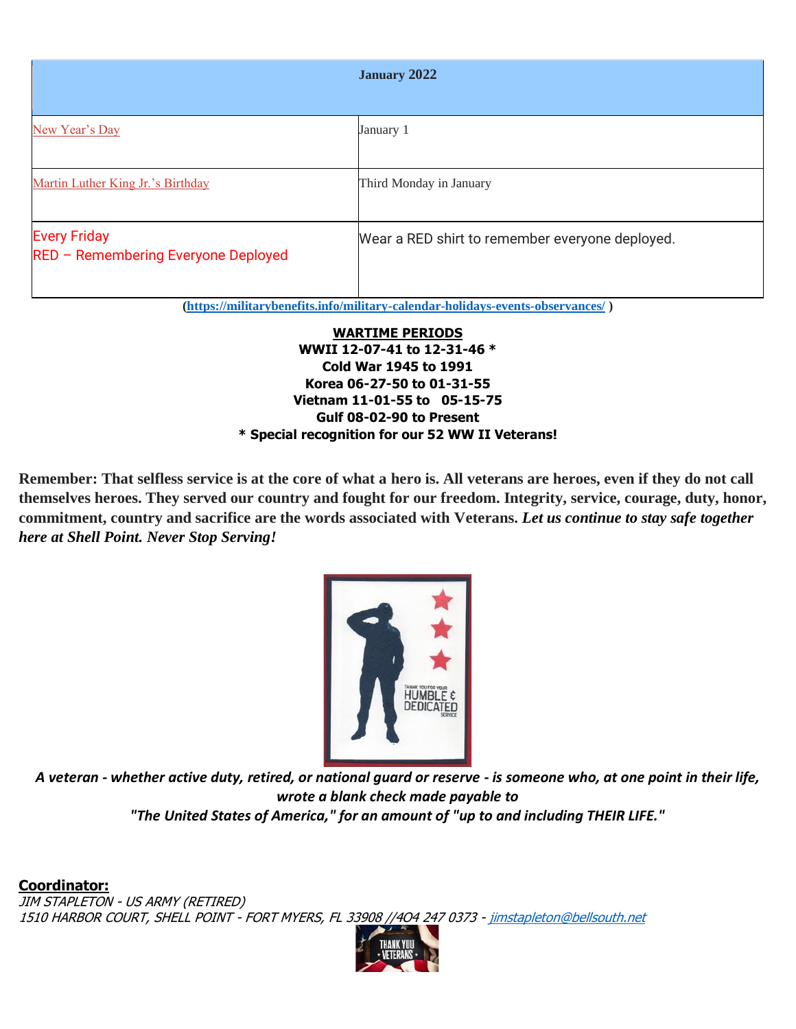| January 2022 | |
|---|---|
| New Year's Day | January 1 |
| Martin Luther King Jr.'s Birthday | Third Monday in January |
| Every Friday RED – Remembering Everyone Deployed | Wear a RED shirt to remember everyone deployed. |

**(https://militarybenefits.info/military-calendar-holidays-events-observances/ )**

**WARTIME PERIODS**
**WWII 12-07-41 to 12-31-46 ***
**Cold War 1945 to 1991**
**Korea 06-27-50 to 01-31-55**
**Vietnam 11-01-55 to 05-15-75**
**Gulf 08-02-90 to Present**
*** Special recognition for our 52 WW II Veterans!**

**Remember: That selfless service is at the core of what a hero is. All veterans are heroes, even if they do not call themselves heroes. They served our country and fought for our freedom. Integrity, service, courage, duty, honor, commitment, country and sacrifice are the words associated with Veterans.** ***Let us continue to stay safe together here at Shell Point. Never Stop Serving!***

***A veteran - whether active duty, retired, or national guard or reserve - is someone who, at one point in their life, wrote a blank check made payable to "The United States of America," for an amount of "up to and including THEIR LIFE."***

**Coordinator:**
*JIM STAPLETON - US ARMY (RETIRED)*
*1510 HARBOR COURT, SHELL POINT - FORT MYERS, FL 33908 //404 247 0373 - jimstapleton@bellsouth.net*